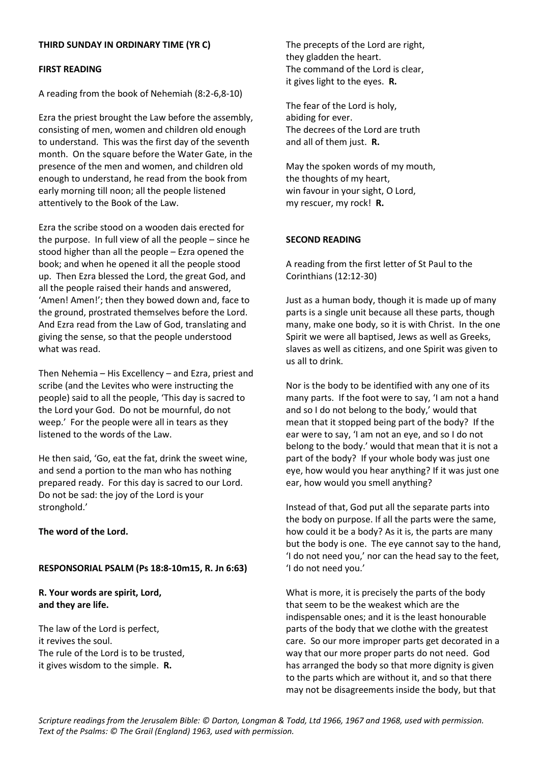**THIRD SUNDAY IN ORDINARY TIME (YR C)**

**FIRST READING**

A reading from the book of Nehemiah (8:2-6,8-10)

Ezra the priest brought the Law before the assembly, consisting of men, women and children old enough to understand. This was the first day of the seventh month. On the square before the Water Gate, in the presence of the men and women, and children old enough to understand, he read from the book from early morning till noon; all the people listened attentively to the Book of the Law.

Ezra the scribe stood on a wooden dais erected for the purpose. In full view of all the people – since he stood higher than all the people – Ezra opened the book; and when he opened it all the people stood up. Then Ezra blessed the Lord, the great God, and all the people raised their hands and answered, 'Amen! Amen!'; then they bowed down and, face to the ground, prostrated themselves before the Lord. And Ezra read from the Law of God, translating and giving the sense, so that the people understood what was read.

Then Nehemia – His Excellency – and Ezra, priest and scribe (and the Levites who were instructing the people) said to all the people, 'This day is sacred to the Lord your God. Do not be mournful, do not weep.' For the people were all in tears as they listened to the words of the Law.

He then said, 'Go, eat the fat, drink the sweet wine, and send a portion to the man who has nothing prepared ready. For this day is sacred to our Lord. Do not be sad: the joy of the Lord is your stronghold.'

**The word of the Lord.**

**RESPONSORIAL PSALM (Ps 18:8-10m15, R. Jn 6:63)**

**R. Your words are spirit, Lord,
and they are life.**

The law of the Lord is perfect,
it revives the soul.
The rule of the Lord is to be trusted,
it gives wisdom to the simple. **R.**

The precepts of the Lord are right,
they gladden the heart.
The command of the Lord is clear,
it gives light to the eyes. **R.**

The fear of the Lord is holy,
abiding for ever.
The decrees of the Lord are truth
and all of them just. **R.**

May the spoken words of my mouth,
the thoughts of my heart,
win favour in your sight, O Lord,
my rescuer, my rock! **R.**

**SECOND READING**

A reading from the first letter of St Paul to the Corinthians (12:12-30)

Just as a human body, though it is made up of many parts is a single unit because all these parts, though many, make one body, so it is with Christ. In the one Spirit we were all baptised, Jews as well as Greeks, slaves as well as citizens, and one Spirit was given to us all to drink.

Nor is the body to be identified with any one of its many parts. If the foot were to say, 'I am not a hand and so I do not belong to the body,' would that mean that it stopped being part of the body? If the ear were to say, 'I am not an eye, and so I do not belong to the body.' would that mean that it is not a part of the body? If your whole body was just one eye, how would you hear anything? If it was just one ear, how would you smell anything?

Instead of that, God put all the separate parts into the body on purpose. If all the parts were the same, how could it be a body? As it is, the parts are many but the body is one. The eye cannot say to the hand, 'I do not need you,' nor can the head say to the feet, 'I do not need you.'

What is more, it is precisely the parts of the body that seem to be the weakest which are the indispensable ones; and it is the least honourable parts of the body that we clothe with the greatest care. So our more improper parts get decorated in a way that our more proper parts do not need. God has arranged the body so that more dignity is given to the parts which are without it, and so that there may not be disagreements inside the body, but that

*Scripture readings from the Jerusalem Bible: © Darton, Longman & Todd, Ltd 1966, 1967 and 1968, used with permission.
Text of the Psalms: © The Grail (England) 1963, used with permission.*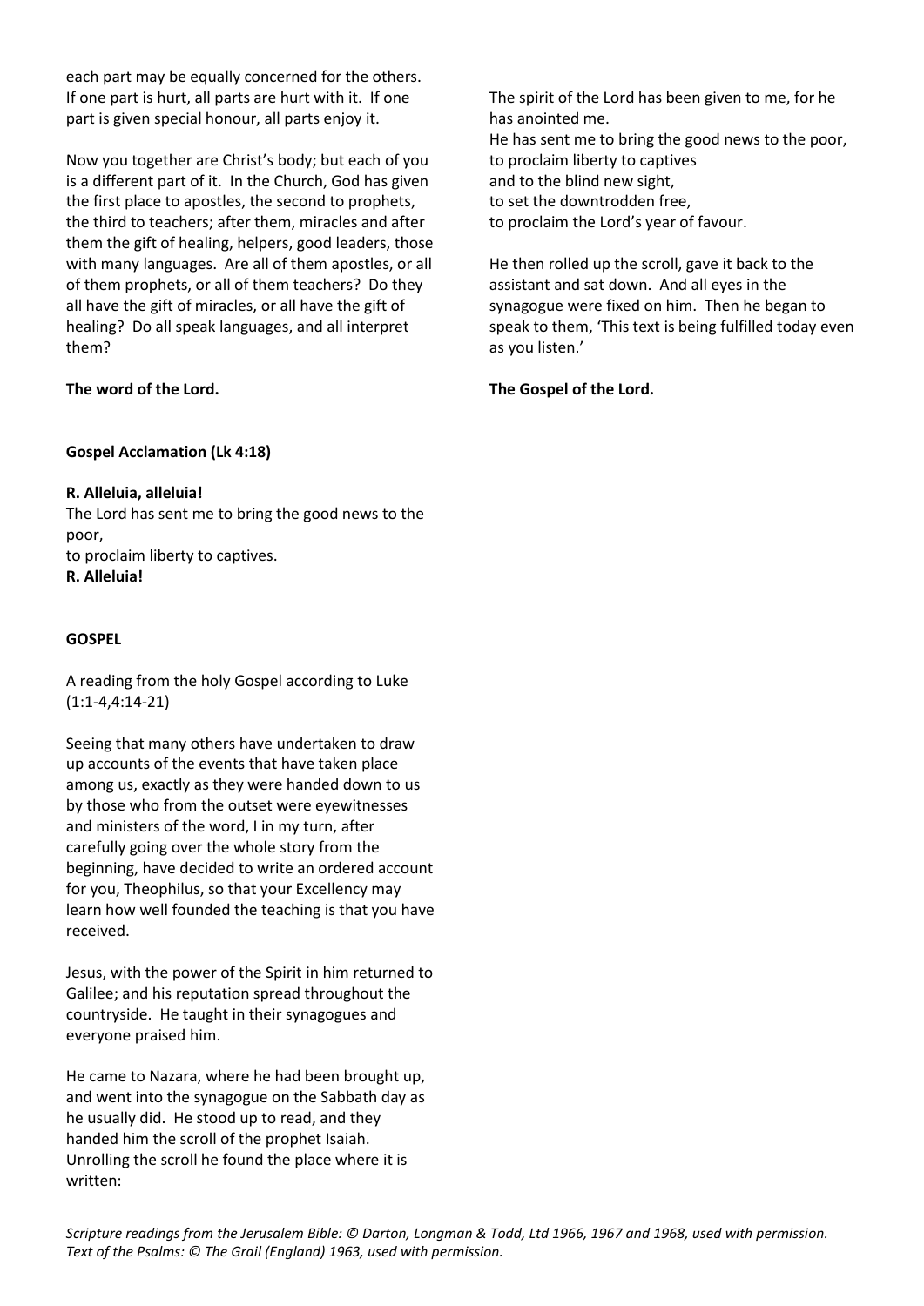each part may be equally concerned for the others. If one part is hurt, all parts are hurt with it. If one part is given special honour, all parts enjoy it.

Now you together are Christ's body; but each of you is a different part of it. In the Church, God has given the first place to apostles, the second to prophets, the third to teachers; after them, miracles and after them the gift of healing, helpers, good leaders, those with many languages. Are all of them apostles, or all of them prophets, or all of them teachers? Do they all have the gift of miracles, or all have the gift of healing? Do all speak languages, and all interpret them?

**The word of the Lord.**

**Gospel Acclamation (Lk 4:18)**

**R. Alleluia, alleluia!**
The Lord has sent me to bring the good news to the poor,
to proclaim liberty to captives.
**R. Alleluia!**

**GOSPEL**

A reading from the holy Gospel according to Luke (1:1-4,4:14-21)

Seeing that many others have undertaken to draw up accounts of the events that have taken place among us, exactly as they were handed down to us by those who from the outset were eyewitnesses and ministers of the word, I in my turn, after carefully going over the whole story from the beginning, have decided to write an ordered account for you, Theophilus, so that your Excellency may learn how well founded the teaching is that you have received.

Jesus, with the power of the Spirit in him returned to Galilee; and his reputation spread throughout the countryside. He taught in their synagogues and everyone praised him.

He came to Nazara, where he had been brought up, and went into the synagogue on the Sabbath day as he usually did. He stood up to read, and they handed him the scroll of the prophet Isaiah. Unrolling the scroll he found the place where it is written:

The spirit of the Lord has been given to me, for he has anointed me.
He has sent me to bring the good news to the poor,
to proclaim liberty to captives
and to the blind new sight,
to set the downtrodden free,
to proclaim the Lord's year of favour.

He then rolled up the scroll, gave it back to the assistant and sat down. And all eyes in the synagogue were fixed on him. Then he began to speak to them, 'This text is being fulfilled today even as you listen.'

**The Gospel of the Lord.**

*Scripture readings from the Jerusalem Bible: © Darton, Longman & Todd, Ltd 1966, 1967 and 1968, used with permission.*
*Text of the Psalms: © The Grail (England) 1963, used with permission.*